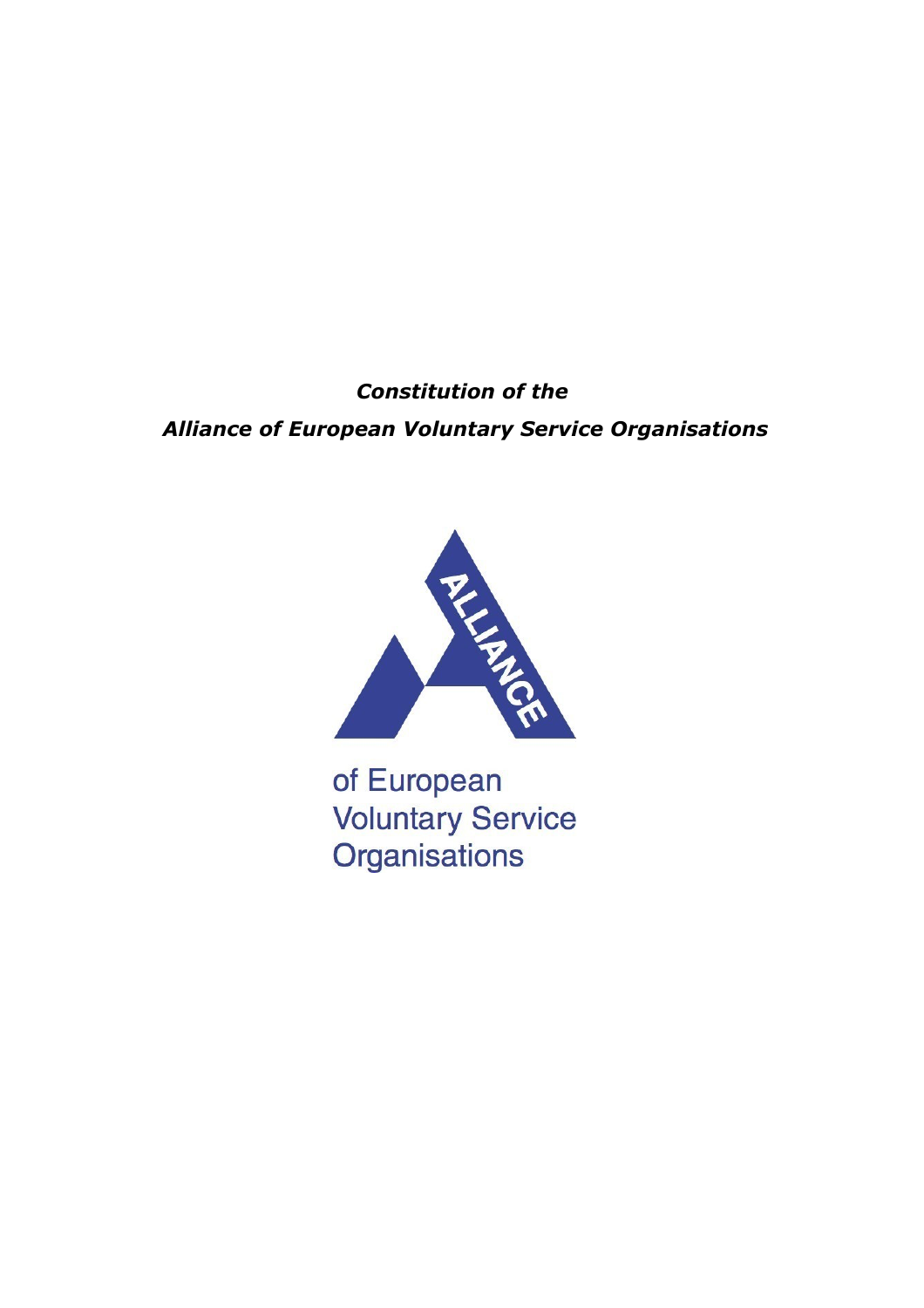***Constitution of the***

***Alliance of European Voluntary Service Organisations***

ALLIANCE

of European
Voluntary Service
Organisations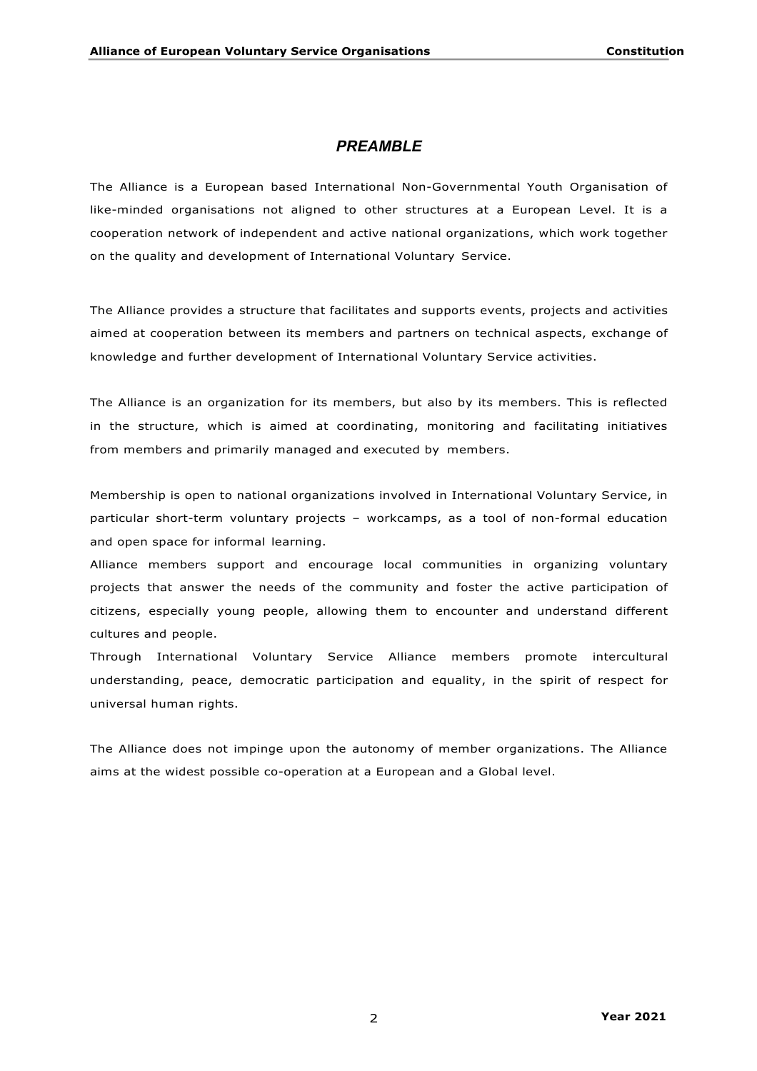## *PREAMBLE*

The Alliance is a European based International Non-Governmental Youth Organisation of like-minded organisations not aligned to other structures at a European Level. It is a cooperation network of independent and active national organizations, which work together on the quality and development of International Voluntary Service.

The Alliance provides a structure that facilitates and supports events, projects and activities aimed at cooperation between its members and partners on technical aspects, exchange of knowledge and further development of International Voluntary Service activities.

The Alliance is an organization for its members, but also by its members. This is reflected in the structure, which is aimed at coordinating, monitoring and facilitating initiatives from members and primarily managed and executed by members.

Membership is open to national organizations involved in International Voluntary Service, in particular short-term voluntary projects – workcamps, as a tool of non-formal education and open space for informal learning.

Alliance members support and encourage local communities in organizing voluntary projects that answer the needs of the community and foster the active participation of citizens, especially young people, allowing them to encounter and understand different cultures and people.

Through International Voluntary Service Alliance members promote intercultural understanding, peace, democratic participation and equality, in the spirit of respect for universal human rights.

The Alliance does not impinge upon the autonomy of member organizations. The Alliance aims at the widest possible co-operation at a European and a Global level.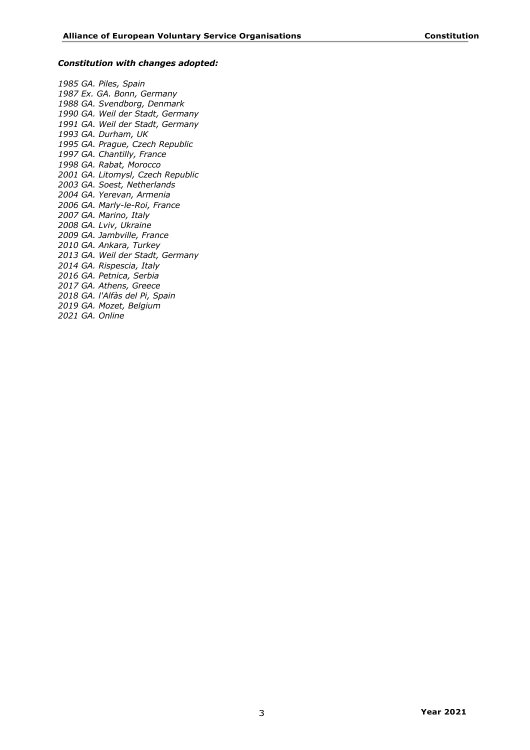***Constitution with changes adopted:***

*1985 GA. Piles, Spain*
*1987 Ex. GA. Bonn, Germany*
*1988 GA. Svendborg, Denmark*
*1990 GA. Weil der Stadt, Germany*
*1991 GA. Weil der Stadt, Germany*
*1993 GA. Durham, UK*
*1995 GA. Prague, Czech Republic*
*1997 GA. Chantilly, France*
*1998 GA. Rabat, Morocco*
*2001 GA. Litomysl, Czech Republic*
*2003 GA. Soest, Netherlands*
*2004 GA. Yerevan, Armenia*
*2006 GA. Marly-le-Roi, France*
*2007 GA. Marino, Italy*
*2008 GA. Lviv, Ukraine*
*2009 GA. Jambville, France*
*2010 GA. Ankara, Turkey*
*2013 GA. Weil der Stadt, Germany*
*2014 GA. Rispescia, Italy*
*2016 GA. Petnica, Serbia*
*2017 GA. Athens, Greece*
*2018 GA. l'Alfàs del Pi, Spain*
*2019 GA. Mozet, Belgium*
*2021 GA. Online*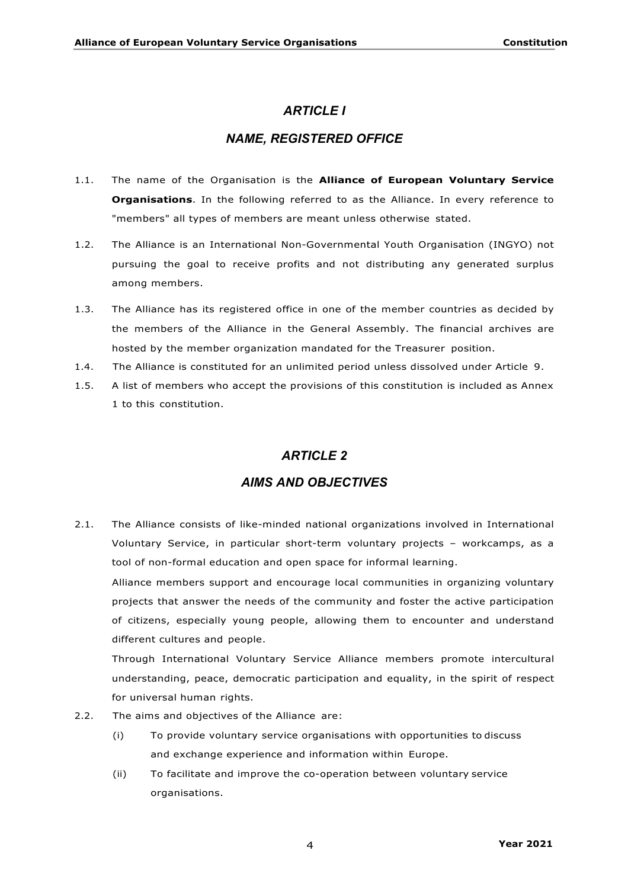## *ARTICLE I*

## *NAME, REGISTERED OFFICE*

1.1. The name of the Organisation is the **Alliance of European Voluntary Service Organisations**. In the following referred to as the Alliance. In every reference to "members" all types of members are meant unless otherwise stated.

1.2. The Alliance is an International Non-Governmental Youth Organisation (INGYO) not pursuing the goal to receive profits and not distributing any generated surplus among members.

1.3. The Alliance has its registered office in one of the member countries as decided by the members of the Alliance in the General Assembly. The financial archives are hosted by the member organization mandated for the Treasurer position.

1.4. The Alliance is constituted for an unlimited period unless dissolved under Article 9.

1.5. A list of members who accept the provisions of this constitution is included as Annex 1 to this constitution.

## *ARTICLE 2*

## *AIMS AND OBJECTIVES*

2.1. The Alliance consists of like-minded national organizations involved in International Voluntary Service, in particular short-term voluntary projects – workcamps, as a tool of non-formal education and open space for informal learning.

Alliance members support and encourage local communities in organizing voluntary projects that answer the needs of the community and foster the active participation of citizens, especially young people, allowing them to encounter and understand different cultures and people.

Through International Voluntary Service Alliance members promote intercultural understanding, peace, democratic participation and equality, in the spirit of respect for universal human rights.

2.2. The aims and objectives of the Alliance are:

(i) To provide voluntary service organisations with opportunities to discuss and exchange experience and information within Europe.

(ii) To facilitate and improve the co-operation between voluntary service organisations.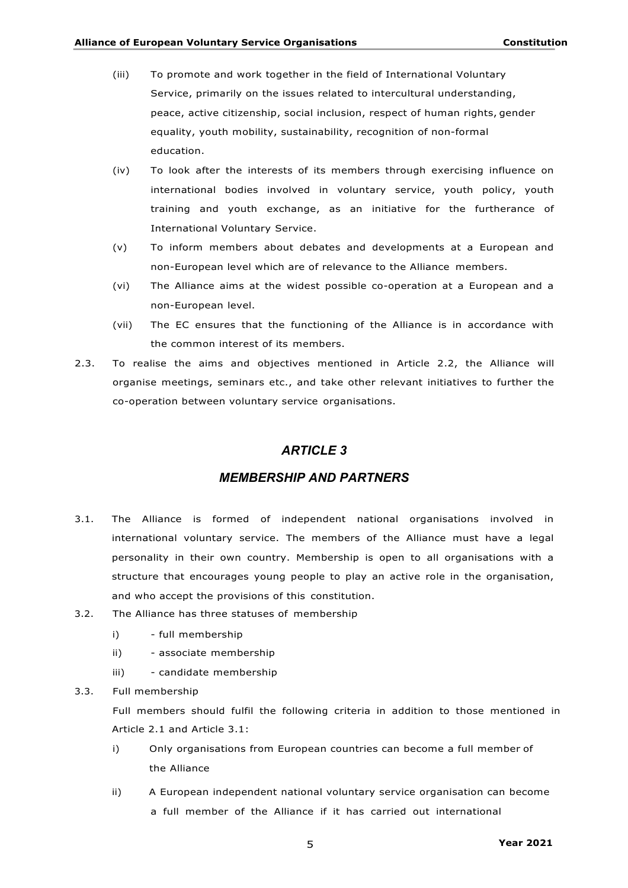(iii) To promote and work together in the field of International Voluntary Service, primarily on the issues related to intercultural understanding, peace, active citizenship, social inclusion, respect of human rights, gender equality, youth mobility, sustainability, recognition of non-formal education.

(iv) To look after the interests of its members through exercising influence on international bodies involved in voluntary service, youth policy, youth training and youth exchange, as an initiative for the furtherance of International Voluntary Service.

(v) To inform members about debates and developments at a European and non-European level which are of relevance to the Alliance members.

(vi) The Alliance aims at the widest possible co-operation at a European and a non-European level.

(vii) The EC ensures that the functioning of the Alliance is in accordance with the common interest of its members.

2.3. To realise the aims and objectives mentioned in Article 2.2, the Alliance will organise meetings, seminars etc., and take other relevant initiatives to further the co-operation between voluntary service organisations.

## *ARTICLE 3*

## *MEMBERSHIP AND PARTNERS*

3.1. The Alliance is formed of independent national organisations involved in international voluntary service. The members of the Alliance must have a legal personality in their own country. Membership is open to all organisations with a structure that encourages young people to play an active role in the organisation, and who accept the provisions of this constitution.

3.2. The Alliance has three statuses of membership

i) - full membership

ii) - associate membership

iii) - candidate membership

3.3. Full membership

Full members should fulfil the following criteria in addition to those mentioned in Article 2.1 and Article 3.1:

i) Only organisations from European countries can become a full member of the Alliance

ii) A European independent national voluntary service organisation can become a full member of the Alliance if it has carried out international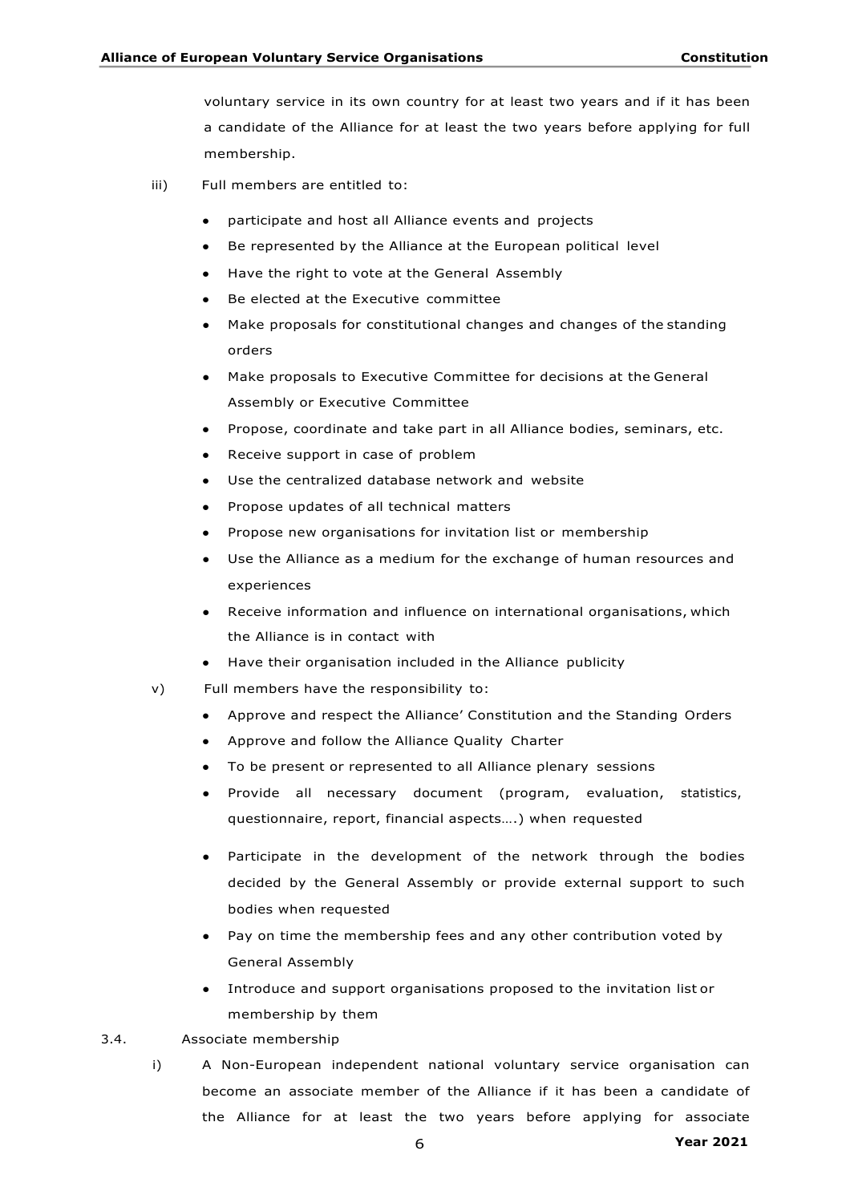voluntary service in its own country for at least two years and if it has been a candidate of the Alliance for at least the two years before applying for full membership.

iii) Full members are entitled to:

- participate and host all Alliance events and projects
- Be represented by the Alliance at the European political level
- Have the right to vote at the General Assembly
- Be elected at the Executive committee
- Make proposals for constitutional changes and changes of the standing orders
- Make proposals to Executive Committee for decisions at the General Assembly or Executive Committee
- Propose, coordinate and take part in all Alliance bodies, seminars, etc.
- Receive support in case of problem
- Use the centralized database network and website
- Propose updates of all technical matters
- Propose new organisations for invitation list or membership
- Use the Alliance as a medium for the exchange of human resources and experiences
- Receive information and influence on international organisations, which the Alliance is in contact with
- Have their organisation included in the Alliance publicity

v) Full members have the responsibility to:

- Approve and respect the Alliance' Constitution and the Standing Orders
- Approve and follow the Alliance Quality Charter
- To be present or represented to all Alliance plenary sessions
- Provide all necessary document (program, evaluation, statistics, questionnaire, report, financial aspects….) when requested
- Participate in the development of the network through the bodies decided by the General Assembly or provide external support to such bodies when requested
- Pay on time the membership fees and any other contribution voted by General Assembly
- Introduce and support organisations proposed to the invitation list or membership by them

3.4. Associate membership

i) A Non-European independent national voluntary service organisation can become an associate member of the Alliance if it has been a candidate of the Alliance for at least the two years before applying for associate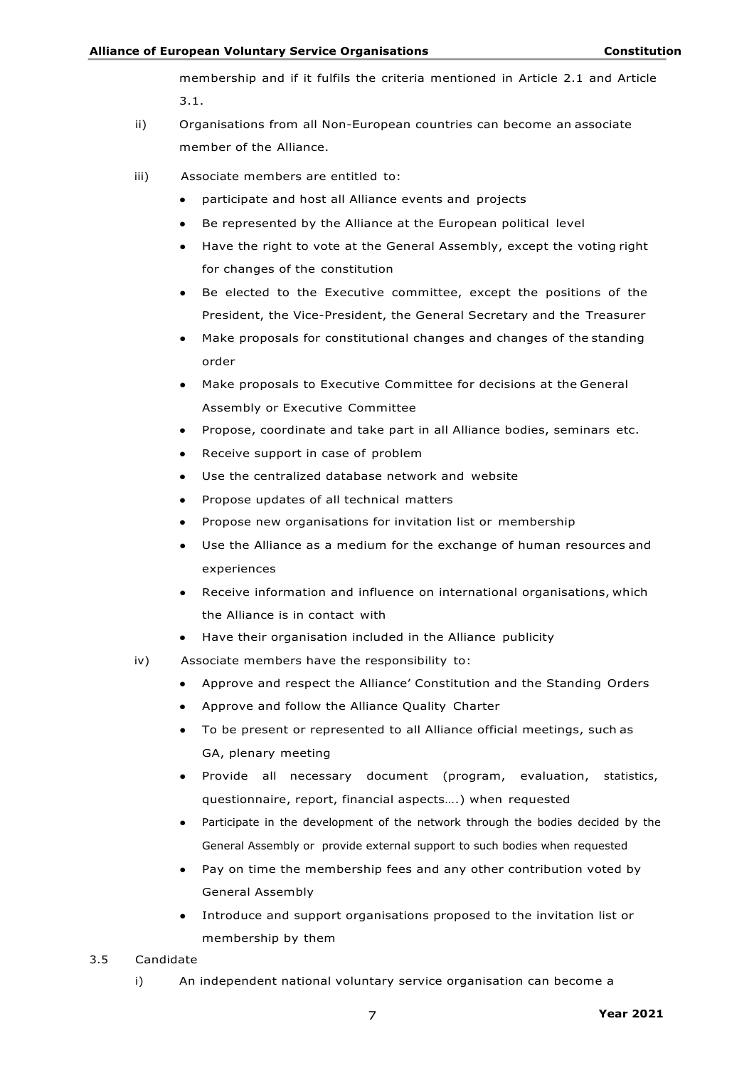membership and if it fulfils the criteria mentioned in Article 2.1 and Article 3.1.

ii) Organisations from all Non-European countries can become an associate member of the Alliance.

iii) Associate members are entitled to:

- participate and host all Alliance events and projects
- Be represented by the Alliance at the European political level
- Have the right to vote at the General Assembly, except the voting right for changes of the constitution
- Be elected to the Executive committee, except the positions of the President, the Vice-President, the General Secretary and the Treasurer
- Make proposals for constitutional changes and changes of the standing order
- Make proposals to Executive Committee for decisions at the General Assembly or Executive Committee
- Propose, coordinate and take part in all Alliance bodies, seminars etc.
- Receive support in case of problem
- Use the centralized database network and website
- Propose updates of all technical matters
- Propose new organisations for invitation list or membership
- Use the Alliance as a medium for the exchange of human resources and experiences
- Receive information and influence on international organisations, which the Alliance is in contact with
- Have their organisation included in the Alliance publicity

iv) Associate members have the responsibility to:

- Approve and respect the Alliance' Constitution and the Standing Orders
- Approve and follow the Alliance Quality Charter
- To be present or represented to all Alliance official meetings, such as GA, plenary meeting
- Provide all necessary document (program, evaluation, statistics, questionnaire, report, financial aspects….) when requested
- Participate in the development of the network through the bodies decided by the General Assembly or provide external support to such bodies when requested
- Pay on time the membership fees and any other contribution voted by General Assembly
- Introduce and support organisations proposed to the invitation list or membership by them

3.5 Candidate

i) An independent national voluntary service organisation can become a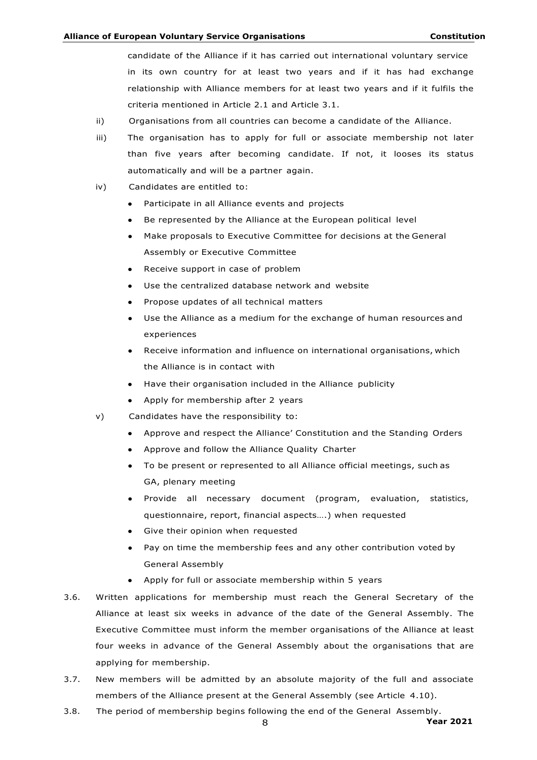candidate of the Alliance if it has carried out international voluntary service in its own country for at least two years and if it has had exchange relationship with Alliance members for at least two years and if it fulfils the criteria mentioned in Article 2.1 and Article 3.1.

ii) Organisations from all countries can become a candidate of the Alliance.

iii) The organisation has to apply for full or associate membership not later than five years after becoming candidate. If not, it looses its status automatically and will be a partner again.

iv) Candidates are entitled to:

- Participate in all Alliance events and projects
- Be represented by the Alliance at the European political level
- Make proposals to Executive Committee for decisions at the General Assembly or Executive Committee
- Receive support in case of problem
- Use the centralized database network and website
- Propose updates of all technical matters
- Use the Alliance as a medium for the exchange of human resources and experiences
- Receive information and influence on international organisations, which the Alliance is in contact with
- Have their organisation included in the Alliance publicity
- Apply for membership after 2 years

v) Candidates have the responsibility to:

- Approve and respect the Alliance' Constitution and the Standing Orders
- Approve and follow the Alliance Quality Charter
- To be present or represented to all Alliance official meetings, such as GA, plenary meeting
- Provide all necessary document (program, evaluation, statistics, questionnaire, report, financial aspects….) when requested
- Give their opinion when requested
- Pay on time the membership fees and any other contribution voted by General Assembly
- Apply for full or associate membership within 5 years

3.6. Written applications for membership must reach the General Secretary of the Alliance at least six weeks in advance of the date of the General Assembly. The Executive Committee must inform the member organisations of the Alliance at least four weeks in advance of the General Assembly about the organisations that are applying for membership.

3.7. New members will be admitted by an absolute majority of the full and associate members of the Alliance present at the General Assembly (see Article 4.10).

3.8. The period of membership begins following the end of the General Assembly.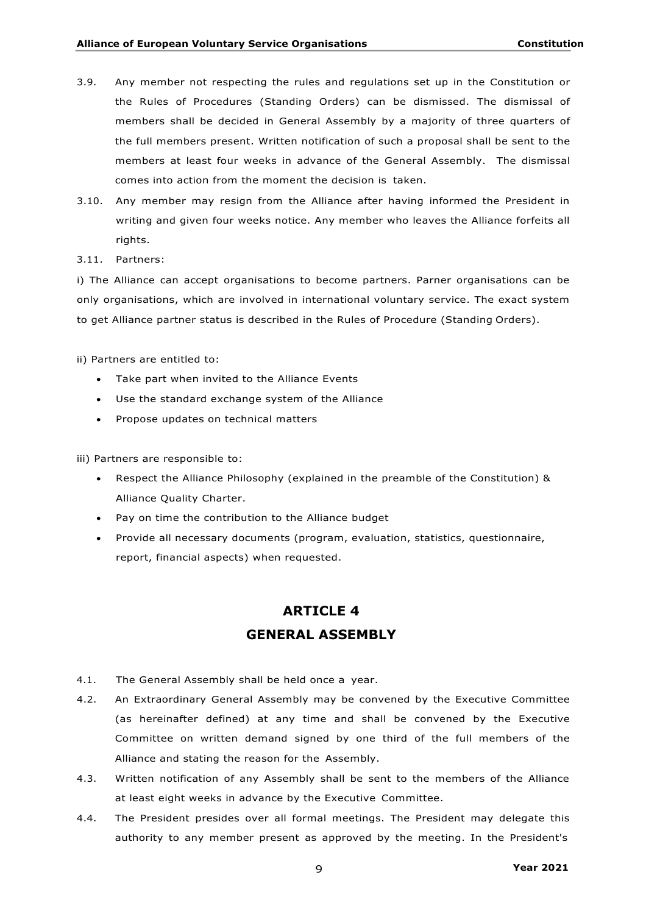3.9. Any member not respecting the rules and regulations set up in the Constitution or the Rules of Procedures (Standing Orders) can be dismissed. The dismissal of members shall be decided in General Assembly by a majority of three quarters of the full members present. Written notification of such a proposal shall be sent to the members at least four weeks in advance of the General Assembly. The dismissal comes into action from the moment the decision is taken.

3.10. Any member may resign from the Alliance after having informed the President in writing and given four weeks notice. Any member who leaves the Alliance forfeits all rights.

3.11. Partners:

i) The Alliance can accept organisations to become partners. Parner organisations can be only organisations, which are involved in international voluntary service. The exact system to get Alliance partner status is described in the Rules of Procedure (Standing Orders).

ii) Partners are entitled to:

- Take part when invited to the Alliance Events
- Use the standard exchange system of the Alliance
- Propose updates on technical matters

iii) Partners are responsible to:

- Respect the Alliance Philosophy (explained in the preamble of the Constitution) & Alliance Quality Charter.
- Pay on time the contribution to the Alliance budget
- Provide all necessary documents (program, evaluation, statistics, questionnaire, report, financial aspects) when requested.

## ARTICLE 4
## GENERAL ASSEMBLY

4.1. The General Assembly shall be held once a year.

4.2. An Extraordinary General Assembly may be convened by the Executive Committee (as hereinafter defined) at any time and shall be convened by the Executive Committee on written demand signed by one third of the full members of the Alliance and stating the reason for the Assembly.

4.3. Written notification of any Assembly shall be sent to the members of the Alliance at least eight weeks in advance by the Executive Committee.

4.4. The President presides over all formal meetings. The President may delegate this authority to any member present as approved by the meeting. In the President's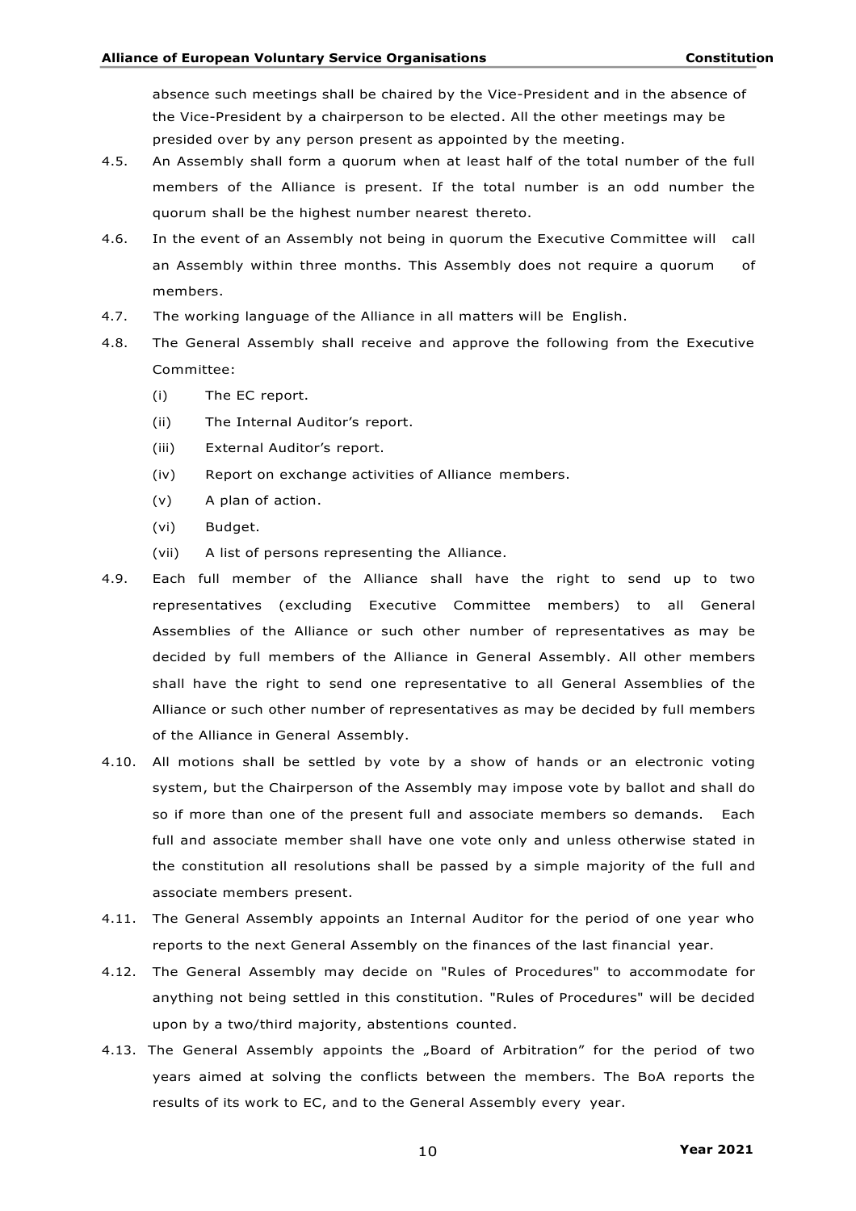absence such meetings shall be chaired by the Vice-President and in the absence of the Vice-President by a chairperson to be elected. All the other meetings may be presided over by any person present as appointed by the meeting.

4.5. An Assembly shall form a quorum when at least half of the total number of the full members of the Alliance is present. If the total number is an odd number the quorum shall be the highest number nearest thereto.

4.6. In the event of an Assembly not being in quorum the Executive Committee will call an Assembly within three months. This Assembly does not require a quorum of members.

4.7. The working language of the Alliance in all matters will be English.

4.8. The General Assembly shall receive and approve the following from the Executive Committee:

  (i) The EC report.
  (ii) The Internal Auditor's report.
  (iii) External Auditor's report.
  (iv) Report on exchange activities of Alliance members.
  (v) A plan of action.
  (vi) Budget.
  (vii) A list of persons representing the Alliance.

4.9. Each full member of the Alliance shall have the right to send up to two representatives (excluding Executive Committee members) to all General Assemblies of the Alliance or such other number of representatives as may be decided by full members of the Alliance in General Assembly. All other members shall have the right to send one representative to all General Assemblies of the Alliance or such other number of representatives as may be decided by full members of the Alliance in General Assembly.

4.10. All motions shall be settled by vote by a show of hands or an electronic voting system, but the Chairperson of the Assembly may impose vote by ballot and shall do so if more than one of the present full and associate members so demands. Each full and associate member shall have one vote only and unless otherwise stated in the constitution all resolutions shall be passed by a simple majority of the full and associate members present.

4.11. The General Assembly appoints an Internal Auditor for the period of one year who reports to the next General Assembly on the finances of the last financial year.

4.12. The General Assembly may decide on "Rules of Procedures" to accommodate for anything not being settled in this constitution. "Rules of Procedures" will be decided upon by a two/third majority, abstentions counted.

4.13. The General Assembly appoints the „Board of Arbitration" for the period of two years aimed at solving the conflicts between the members. The BoA reports the results of its work to EC, and to the General Assembly every year.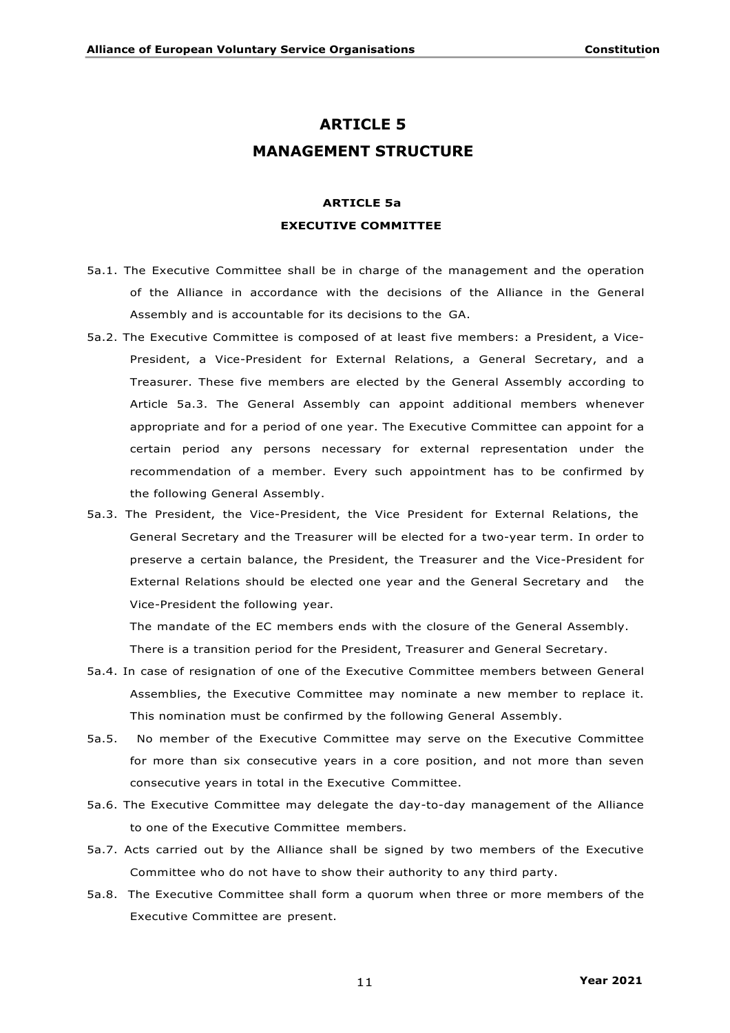# ARTICLE 5

# MANAGEMENT STRUCTURE

## ARTICLE 5a

### EXECUTIVE COMMITTEE

5a.1. The Executive Committee shall be in charge of the management and the operation of the Alliance in accordance with the decisions of the Alliance in the General Assembly and is accountable for its decisions to the GA.

5a.2. The Executive Committee is composed of at least five members: a President, a Vice-President, a Vice-President for External Relations, a General Secretary, and a Treasurer. These five members are elected by the General Assembly according to Article 5a.3. The General Assembly can appoint additional members whenever appropriate and for a period of one year. The Executive Committee can appoint for a certain period any persons necessary for external representation under the recommendation of a member. Every such appointment has to be confirmed by the following General Assembly.

5a.3. The President, the Vice-President, the Vice President for External Relations, the General Secretary and the Treasurer will be elected for a two-year term. In order to preserve a certain balance, the President, the Treasurer and the Vice-President for External Relations should be elected one year and the General Secretary and the Vice-President the following year.

The mandate of the EC members ends with the closure of the General Assembly.

There is a transition period for the President, Treasurer and General Secretary.

5a.4. In case of resignation of one of the Executive Committee members between General Assemblies, the Executive Committee may nominate a new member to replace it. This nomination must be confirmed by the following General Assembly.

5a.5. No member of the Executive Committee may serve on the Executive Committee for more than six consecutive years in a core position, and not more than seven consecutive years in total in the Executive Committee.

5a.6. The Executive Committee may delegate the day-to-day management of the Alliance to one of the Executive Committee members.

5a.7. Acts carried out by the Alliance shall be signed by two members of the Executive Committee who do not have to show their authority to any third party.

5a.8. The Executive Committee shall form a quorum when three or more members of the Executive Committee are present.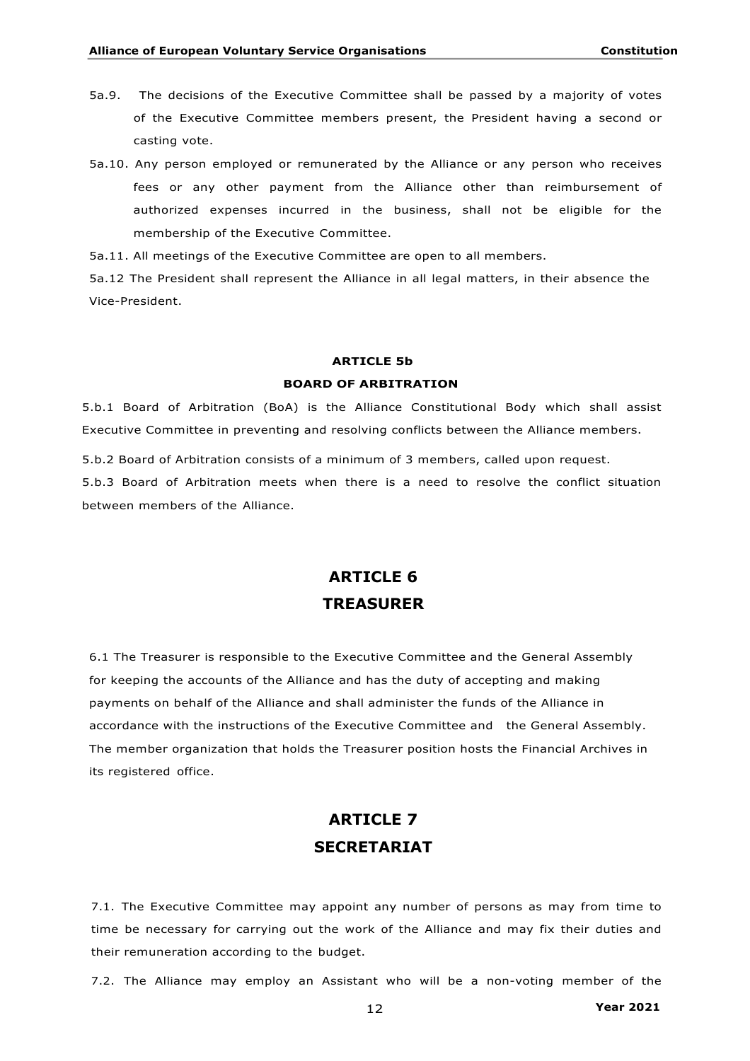5a.9. The decisions of the Executive Committee shall be passed by a majority of votes of the Executive Committee members present, the President having a second or casting vote.

5a.10. Any person employed or remunerated by the Alliance or any person who receives fees or any other payment from the Alliance other than reimbursement of authorized expenses incurred in the business, shall not be eligible for the membership of the Executive Committee.

5a.11. All meetings of the Executive Committee are open to all members.

5a.12 The President shall represent the Alliance in all legal matters, in their absence the Vice-President.

#### ARTICLE 5b

#### BOARD OF ARBITRATION

5.b.1 Board of Arbitration (BoA) is the Alliance Constitutional Body which shall assist Executive Committee in preventing and resolving conflicts between the Alliance members.

5.b.2 Board of Arbitration consists of a minimum of 3 members, called upon request.

5.b.3 Board of Arbitration meets when there is a need to resolve the conflict situation between members of the Alliance.

## ARTICLE 6

## TREASURER

6.1 The Treasurer is responsible to the Executive Committee and the General Assembly for keeping the accounts of the Alliance and has the duty of accepting and making payments on behalf of the Alliance and shall administer the funds of the Alliance in accordance with the instructions of the Executive Committee and the General Assembly. The member organization that holds the Treasurer position hosts the Financial Archives in its registered office.

## ARTICLE 7

## SECRETARIAT

7.1. The Executive Committee may appoint any number of persons as may from time to time be necessary for carrying out the work of the Alliance and may fix their duties and their remuneration according to the budget.

7.2. The Alliance may employ an Assistant who will be a non-voting member of the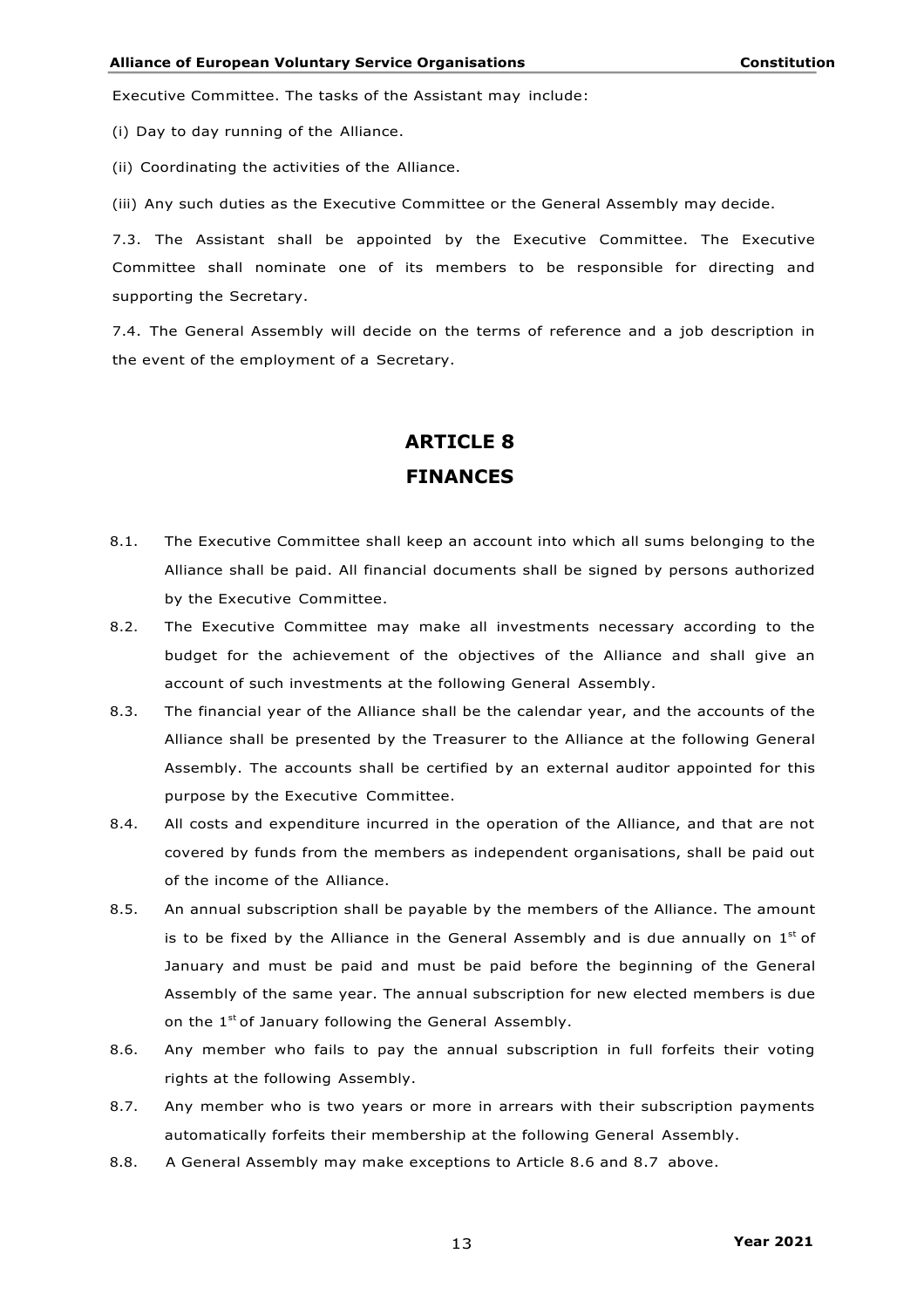Executive Committee. The tasks of the Assistant may include:

(i) Day to day running of the Alliance.

(ii) Coordinating the activities of the Alliance.

(iii) Any such duties as the Executive Committee or the General Assembly may decide.

7.3. The Assistant shall be appointed by the Executive Committee. The Executive Committee shall nominate one of its members to be responsible for directing and supporting the Secretary.

7.4. The General Assembly will decide on the terms of reference and a job description in the event of the employment of a Secretary.

# ARTICLE 8
# FINANCES

8.1. The Executive Committee shall keep an account into which all sums belonging to the Alliance shall be paid. All financial documents shall be signed by persons authorized by the Executive Committee.

8.2. The Executive Committee may make all investments necessary according to the budget for the achievement of the objectives of the Alliance and shall give an account of such investments at the following General Assembly.

8.3. The financial year of the Alliance shall be the calendar year, and the accounts of the Alliance shall be presented by the Treasurer to the Alliance at the following General Assembly. The accounts shall be certified by an external auditor appointed for this purpose by the Executive Committee.

8.4. All costs and expenditure incurred in the operation of the Alliance, and that are not covered by funds from the members as independent organisations, shall be paid out of the income of the Alliance.

8.5. An annual subscription shall be payable by the members of the Alliance. The amount is to be fixed by the Alliance in the General Assembly and is due annually on 1st of January and must be paid and must be paid before the beginning of the General Assembly of the same year. The annual subscription for new elected members is due on the 1st of January following the General Assembly.

8.6. Any member who fails to pay the annual subscription in full forfeits their voting rights at the following Assembly.

8.7. Any member who is two years or more in arrears with their subscription payments automatically forfeits their membership at the following General Assembly.

8.8. A General Assembly may make exceptions to Article 8.6 and 8.7 above.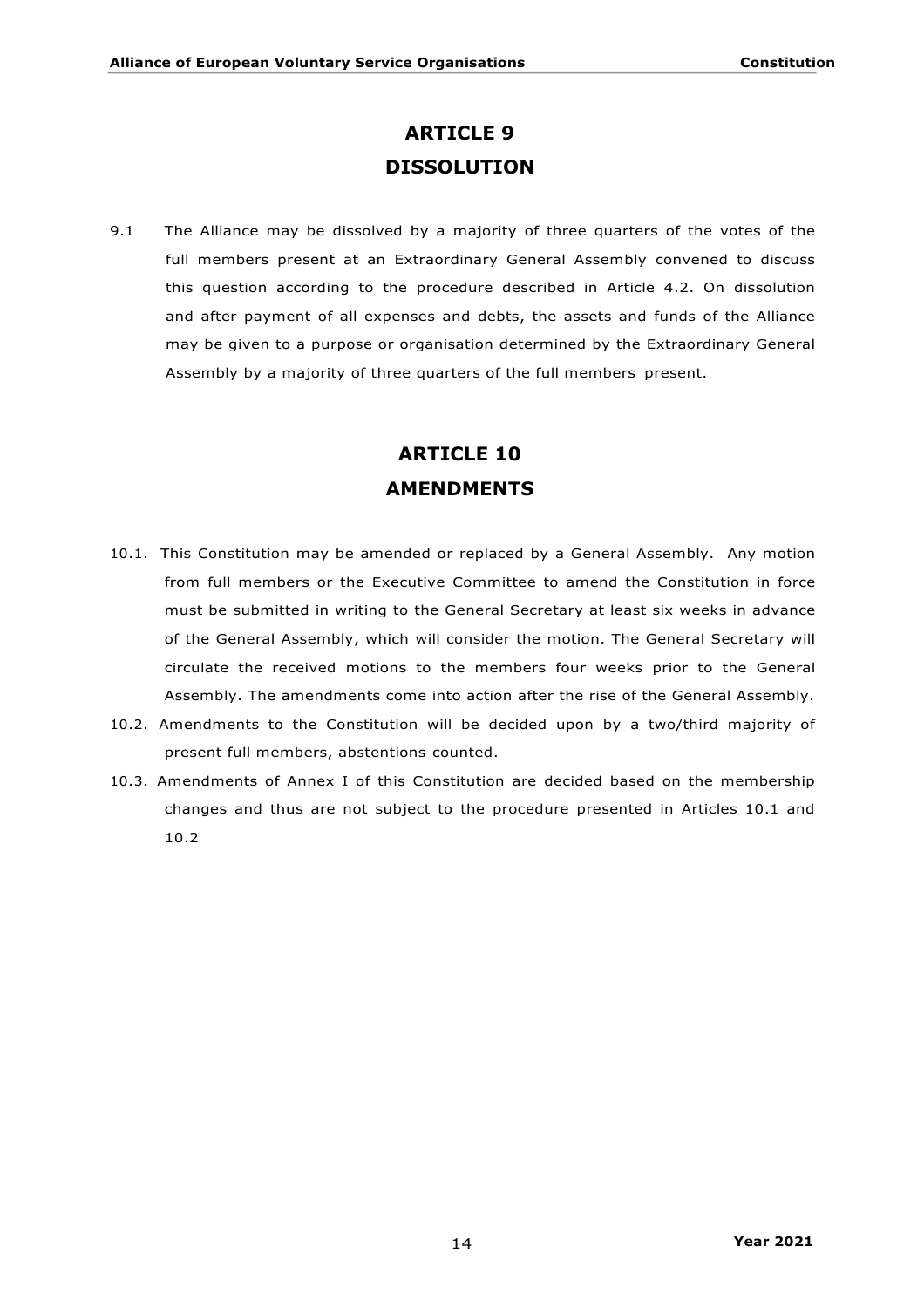# ARTICLE 9
# DISSOLUTION

9.1 The Alliance may be dissolved by a majority of three quarters of the votes of the full members present at an Extraordinary General Assembly convened to discuss this question according to the procedure described in Article 4.2. On dissolution and after payment of all expenses and debts, the assets and funds of the Alliance may be given to a purpose or organisation determined by the Extraordinary General Assembly by a majority of three quarters of the full members present.

# ARTICLE 10
# AMENDMENTS

10.1. This Constitution may be amended or replaced by a General Assembly. Any motion from full members or the Executive Committee to amend the Constitution in force must be submitted in writing to the General Secretary at least six weeks in advance of the General Assembly, which will consider the motion. The General Secretary will circulate the received motions to the members four weeks prior to the General Assembly. The amendments come into action after the rise of the General Assembly.

10.2. Amendments to the Constitution will be decided upon by a two/third majority of present full members, abstentions counted.

10.3. Amendments of Annex I of this Constitution are decided based on the membership changes and thus are not subject to the procedure presented in Articles 10.1 and 10.2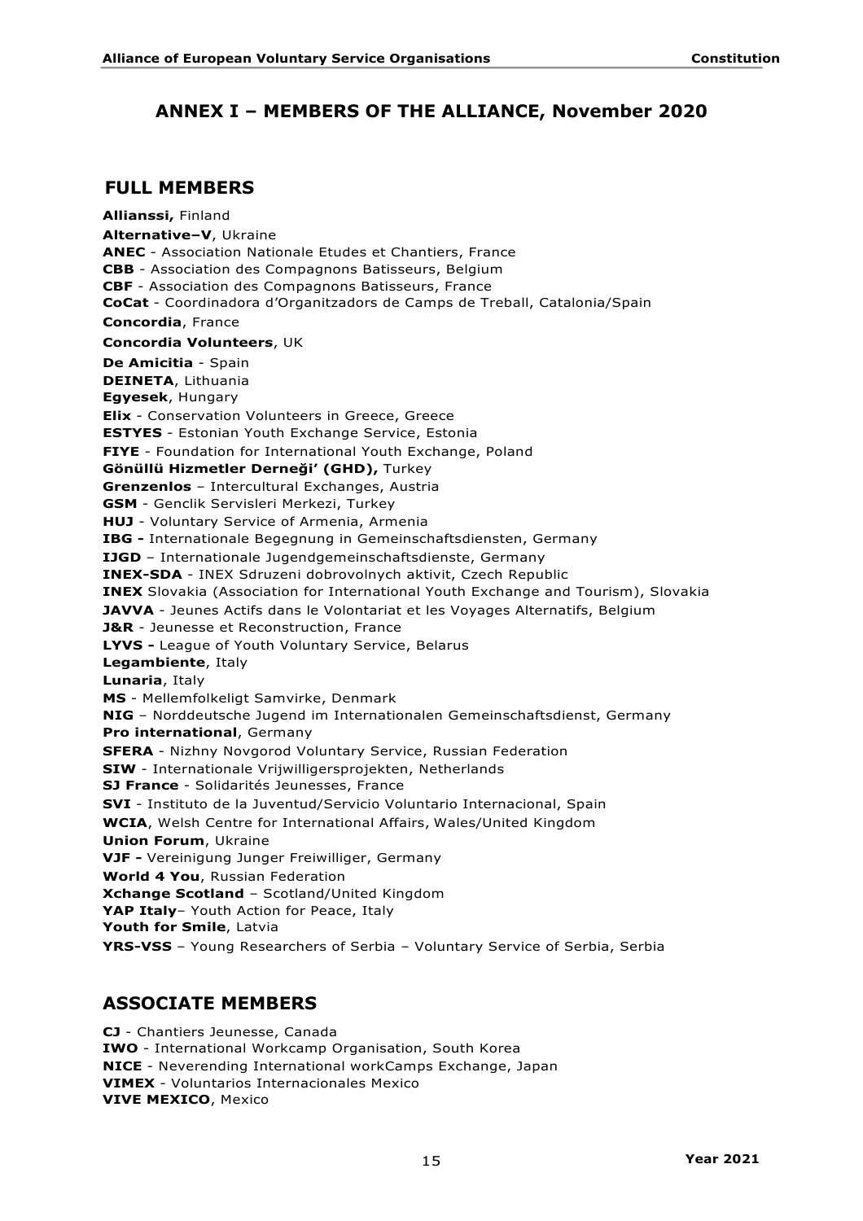## ANNEX I – MEMBERS OF THE ALLIANCE, November 2020

### FULL MEMBERS

**Allianssi,** Finland
**Alternative–V**, Ukraine
**ANEC** - Association Nationale Etudes et Chantiers, France
**CBB** - Association des Compagnons Batisseurs, Belgium
**CBF** - Association des Compagnons Batisseurs, France
**CoCat** - Coordinadora d'Organitzadors de Camps de Treball, Catalonia/Spain
**Concordia**, France
**Concordia Volunteers**, UK
**De Amicitia** - Spain
**DEINETA**, Lithuania
**Egyesek**, Hungary
**Elix** - Conservation Volunteers in Greece, Greece
**ESTYES** - Estonian Youth Exchange Service, Estonia
**FIYE** - Foundation for International Youth Exchange, Poland
**Gönüllü Hizmetler Derneği' (GHD),** Turkey
**Grenzenlos** – Intercultural Exchanges, Austria
**GSM** - Genclik Servisleri Merkezi, Turkey
**HUJ** - Voluntary Service of Armenia, Armenia
**IBG -** Internationale Begegnung in Gemeinschaftsdiensten, Germany
**IJGD** – Internationale Jugendgemeinschaftsdienste, Germany
**INEX-SDA** - INEX Sdruzeni dobrovolnych aktivit, Czech Republic
**INEX** Slovakia (Association for International Youth Exchange and Tourism), Slovakia
**JAVVA** - Jeunes Actifs dans le Volontariat et les Voyages Alternatifs, Belgium
**J&R** - Jeunesse et Reconstruction, France
**LYVS -** League of Youth Voluntary Service, Belarus
**Legambiente**, Italy
**Lunaria**, Italy
**MS** - Mellemfolkeligt Samvirke, Denmark
**NIG** – Norddeutsche Jugend im Internationalen Gemeinschaftsdienst, Germany
**Pro international**, Germany
**SFERA** - Nizhny Novgorod Voluntary Service, Russian Federation
**SIW** - Internationale Vrijwilligersprojekten, Netherlands
**SJ France** - Solidarités Jeunesses, France
**SVI** - Instituto de la Juventud/Servicio Voluntario Internacional, Spain
**WCIA**, Welsh Centre for International Affairs, Wales/United Kingdom
**Union Forum**, Ukraine
**VJF -** Vereinigung Junger Freiwilliger, Germany
**World 4 You**, Russian Federation
**Xchange Scotland** – Scotland/United Kingdom
**YAP Italy**– Youth Action for Peace, Italy
**Youth for Smile**, Latvia
**YRS-VSS** – Young Researchers of Serbia – Voluntary Service of Serbia, Serbia

### ASSOCIATE MEMBERS

**CJ** - Chantiers Jeunesse, Canada
**IWO** - International Workcamp Organisation, South Korea
**NICE** - Neverending International workCamps Exchange, Japan
**VIMEX** - Voluntarios Internacionales Mexico
**VIVE MEXICO**, Mexico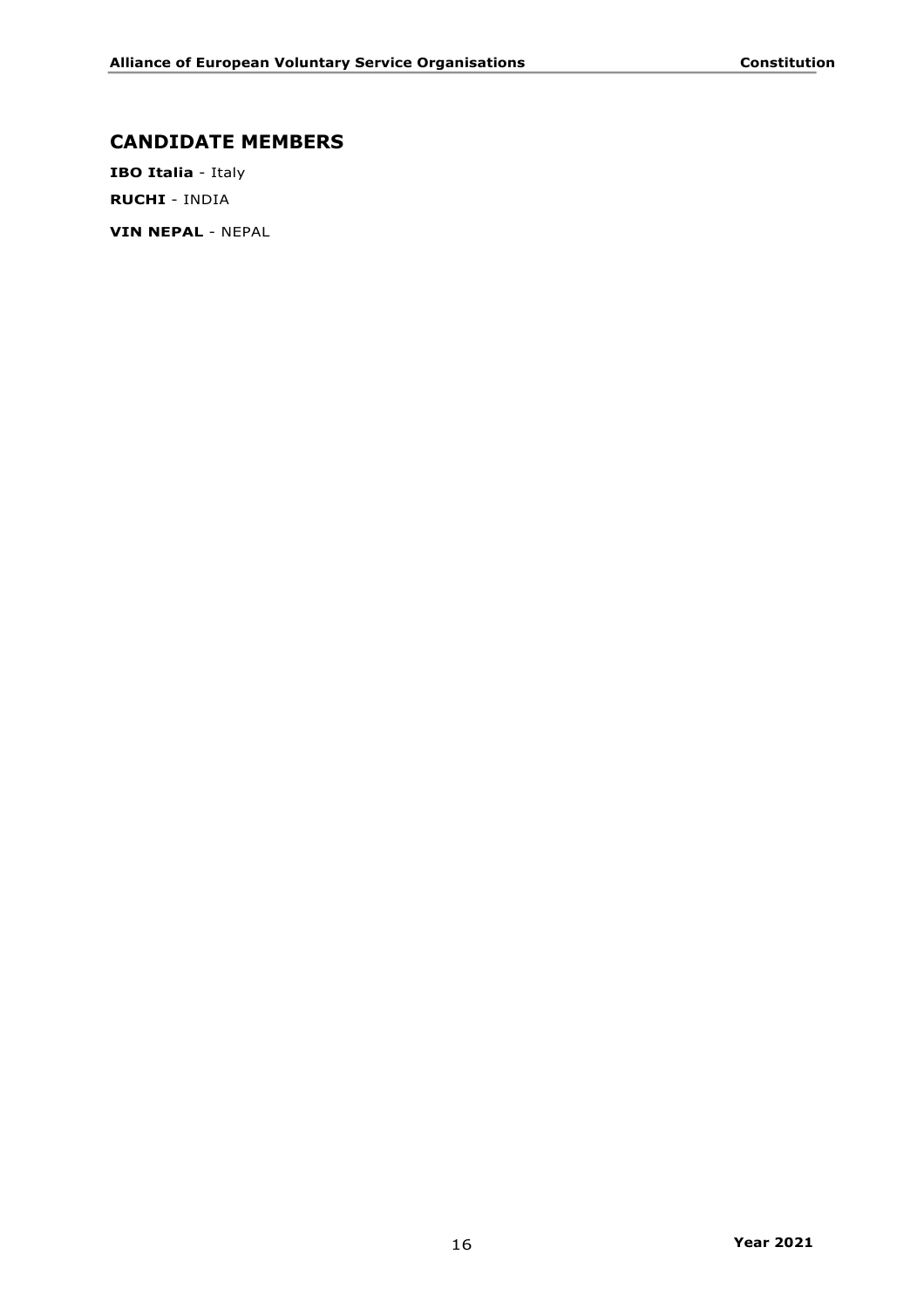## CANDIDATE MEMBERS

**IBO Italia** - Italy

**RUCHI** - INDIA

**VIN NEPAL** - NEPAL